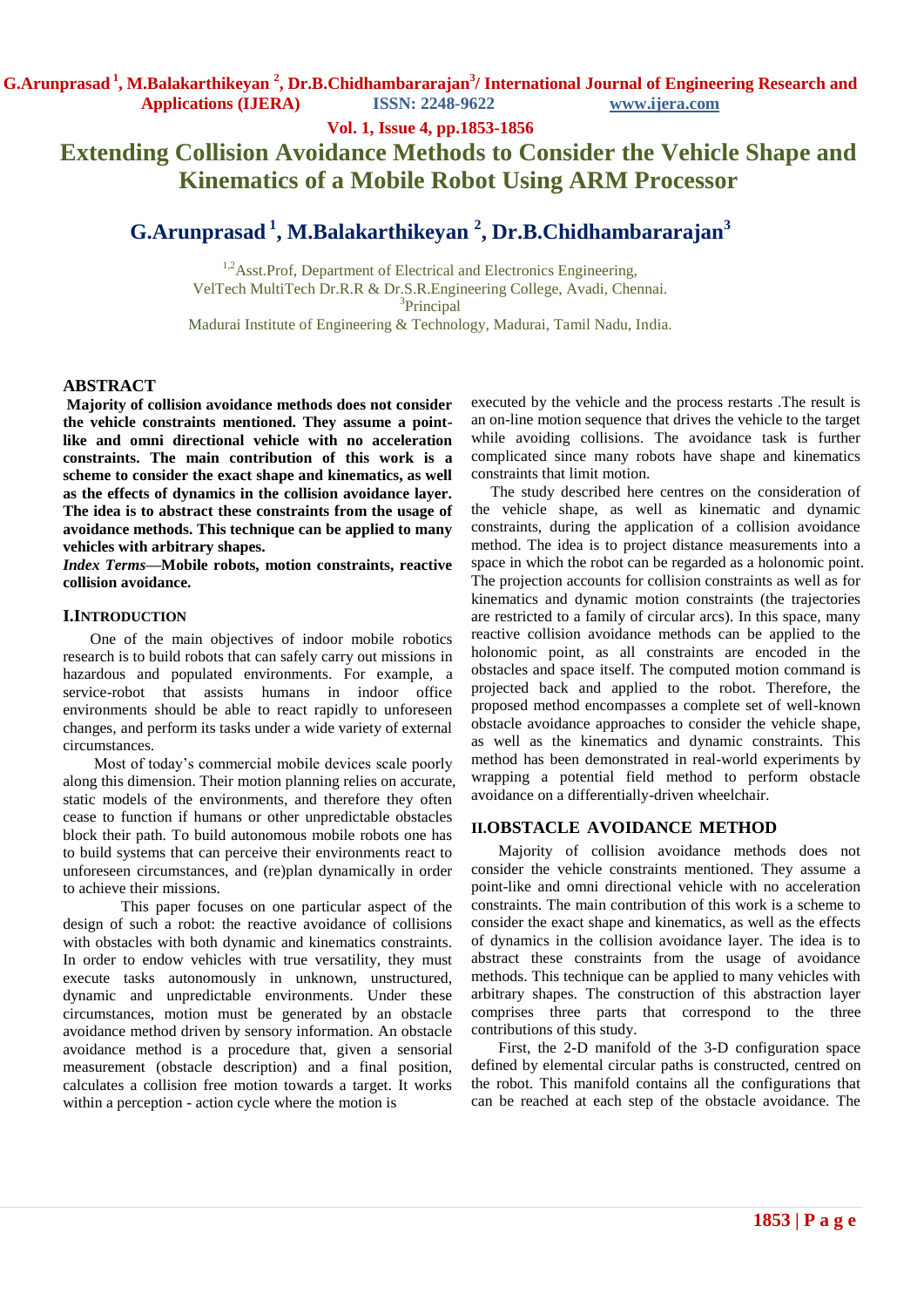# Extending Collision Avoidance Methods to Consider the Vehicle Shape and Kinematics of a Mobile Robot Using ARM Processor

**G.Arunprasad [1], M.Balakarthikeyan [2], Dr.B.Chidhambararajan[3]**

[1,2]Asst.Prof, Department of Electrical and Electronics Engineering,
VelTech MultiTech Dr.R.R & Dr.S.R.Engineering College, Avadi, Chennai.
[3]Principal
Madurai Institute of Engineering & Technology, Madurai, Tamil Nadu, India.

## ABSTRACT

**Majority of collision avoidance methods does not consider the vehicle constraints mentioned. They assume a point-like and omni directional vehicle with no acceleration constraints. The main contribution of this work is a scheme to consider the exact shape and kinematics, as well as the effects of dynamics in the collision avoidance layer. The idea is to abstract these constraints from the usage of avoidance methods. This technique can be applied to many vehicles with arbitrary shapes.**

***Index Terms*—Mobile robots, motion constraints, reactive collision avoidance.**

## I.INTRODUCTION

One of the main objectives of indoor mobile robotics research is to build robots that can safely carry out missions in hazardous and populated environments. For example, a service-robot that assists humans in indoor office environments should be able to react rapidly to unforeseen changes, and perform its tasks under a wide variety of external circumstances.

Most of today's commercial mobile devices scale poorly along this dimension. Their motion planning relies on accurate, static models of the environments, and therefore they often cease to function if humans or other unpredictable obstacles block their path. To build autonomous mobile robots one has to build systems that can perceive their environments react to unforeseen circumstances, and (re)plan dynamically in order to achieve their missions.

This paper focuses on one particular aspect of the design of such a robot: the reactive avoidance of collisions with obstacles with both dynamic and kinematics constraints. In order to endow vehicles with true versatility, they must execute tasks autonomously in unknown, unstructured, dynamic and unpredictable environments. Under these circumstances, motion must be generated by an obstacle avoidance method driven by sensory information. An obstacle avoidance method is a procedure that, given a sensorial measurement (obstacle description) and a final position, calculates a collision free motion towards a target. It works within a perception - action cycle where the motion is executed by the vehicle and the process restarts .The result is an on-line motion sequence that drives the vehicle to the target while avoiding collisions. The avoidance task is further complicated since many robots have shape and kinematics constraints that limit motion.

The study described here centres on the consideration of the vehicle shape, as well as kinematic and dynamic constraints, during the application of a collision avoidance method. The idea is to project distance measurements into a space in which the robot can be regarded as a holonomic point. The projection accounts for collision constraints as well as for kinematics and dynamic motion constraints (the trajectories are restricted to a family of circular arcs). In this space, many reactive collision avoidance methods can be applied to the holonomic point, as all constraints are encoded in the obstacles and space itself. The computed motion command is projected back and applied to the robot. Therefore, the proposed method encompasses a complete set of well-known obstacle avoidance approaches to consider the vehicle shape, as well as the kinematics and dynamic constraints. This method has been demonstrated in real-world experiments by wrapping a potential field method to perform obstacle avoidance on a differentially-driven wheelchair.

## II.OBSTACLE AVOIDANCE METHOD

Majority of collision avoidance methods does not consider the vehicle constraints mentioned. They assume a point-like and omni directional vehicle with no acceleration constraints. The main contribution of this work is a scheme to consider the exact shape and kinematics, as well as the effects of dynamics in the collision avoidance layer. The idea is to abstract these constraints from the usage of avoidance methods. This technique can be applied to many vehicles with arbitrary shapes. The construction of this abstraction layer comprises three parts that correspond to the three contributions of this study.

First, the 2-D manifold of the 3-D configuration space defined by elemental circular paths is constructed, centred on the robot. This manifold contains all the configurations that can be reached at each step of the obstacle avoidance. The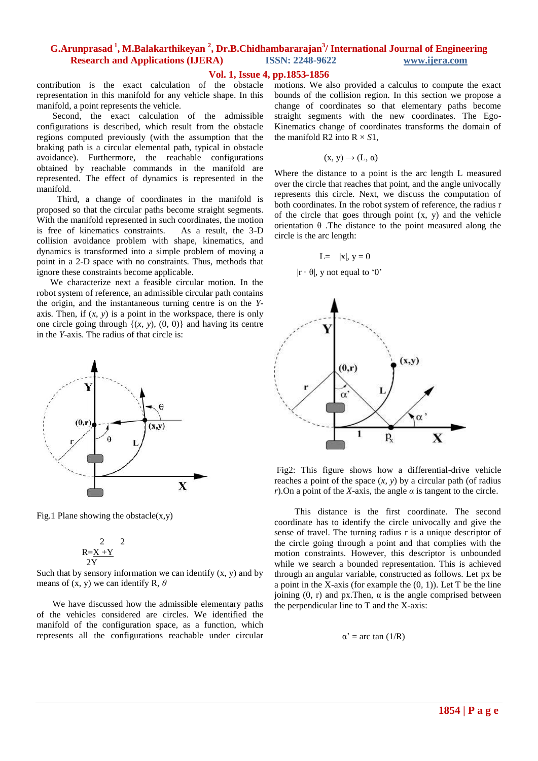contribution is the exact calculation of the obstacle representation in this manifold for any vehicle shape. In this manifold, a point represents the vehicle.

Second, the exact calculation of the admissible configurations is described, which result from the obstacle regions computed previously (with the assumption that the braking path is a circular elemental path, typical in obstacle avoidance). Furthermore, the reachable configurations obtained by reachable commands in the manifold are represented. The effect of dynamics is represented in the manifold.

Third, a change of coordinates in the manifold is proposed so that the circular paths become straight segments. With the manifold represented in such coordinates, the motion is free of kinematics constraints. As a result, the 3-D collision avoidance problem with shape, kinematics, and dynamics is transformed into a simple problem of moving a point in a 2-D space with no constraints. Thus, methods that ignore these constraints become applicable.

We characterize next a feasible circular motion. In the robot system of reference, an admissible circular path contains the origin, and the instantaneous turning centre is on the *Y*-axis. Then, if $(x, y)$ is a point in the workspace, there is only one circle going through $\{(x, y), (0, 0)\}$ and having its centre in the *Y*-axis. The radius of that circle is:

Fig.1 Plane showing the obstacle(x,y)

$$R = \frac{X^2 + Y^2}{2Y}$$

Such that by sensory information we can identify (x, y) and by means of (x, y) we can identify R, $\theta$

We have discussed how the admissible elementary paths of the vehicles considered are circles. We identified the manifold of the configuration space, as a function, which represents all the configurations reachable under circular motions. We also provided a calculus to compute the exact bounds of the collision region. In this section we propose a change of coordinates so that elementary paths become straight segments with the new coordinates. The Ego-Kinematics change of coordinates transforms the domain of the manifold R2 into R × *S*1,

$$(x, y) \rightarrow (L, \alpha)$$

Where the distance to a point is the arc length L measured over the circle that reaches that point, and the angle univocally represents this circle. Next, we discuss the computation of both coordinates. In the robot system of reference, the radius r of the circle that goes through point (x, y) and the vehicle orientation $\theta$ .The distance to the point measured along the circle is the arc length:

$$L = |x|, \; y = 0$$

$$|r \cdot \theta|, \; y \text{ not equal to '0'}$$

Fig2: This figure shows how a differential-drive vehicle reaches a point of the space $(x, y)$ by a circular path (of radius $r$).On a point of the *X*-axis, the angle $\alpha$ is tangent to the circle.

This distance is the first coordinate. The second coordinate has to identify the circle univocally and give the sense of travel. The turning radius r is a unique descriptor of the circle going through a point and that complies with the motion constraints. However, this descriptor is unbounded while we search a bounded representation. This is achieved through an angular variable, constructed as follows. Let px be a point in the X-axis (for example the (0, 1)). Let T be the line joining (0, r) and px.Then, $\alpha$ is the angle comprised between the perpendicular line to T and the X-axis:

$$\alpha' = \arctan(1/R)$$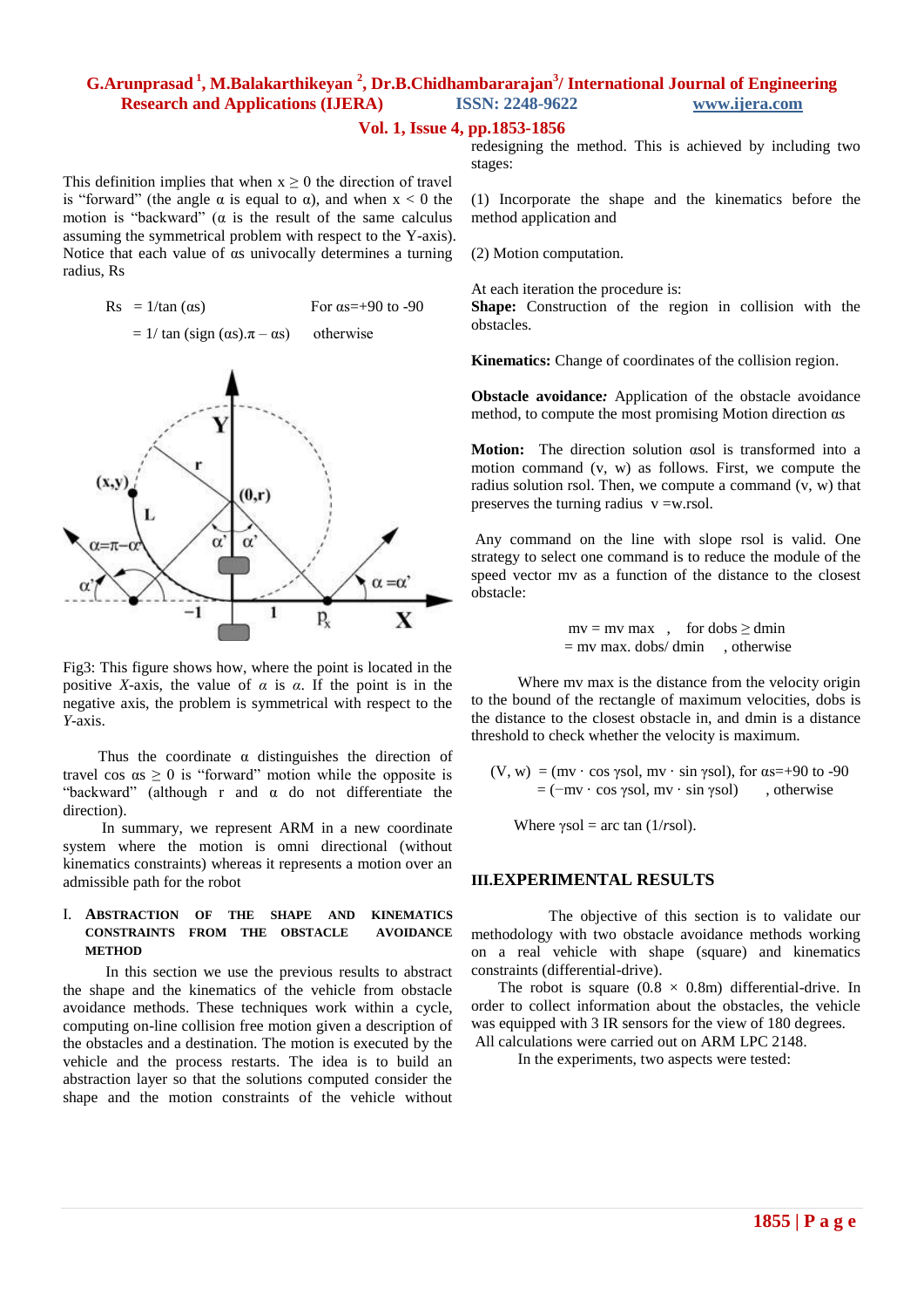This definition implies that when $x \geq 0$ the direction of travel is "forward" (the angle $\alpha$ is equal to $\alpha$), and when $x < 0$ the motion is "backward" ($\alpha$ is the result of the same calculus assuming the symmetrical problem with respect to the Y-axis). Notice that each value of $\alpha s$ univocally determines a turning radius, Rs

$$Rs = 1/\tan(\alpha s) \qquad \text{For } \alpha s = +90 \text{ to } -90$$
$$= 1/\tan(\text{sign}(\alpha s).\pi - \alpha s) \qquad \text{otherwise}$$

Fig3: This figure shows how, where the point is located in the positive *X*-axis, the value of $\alpha$ is $\alpha$. If the point is in the negative axis, the problem is symmetrical with respect to the *Y*-axis.

Thus the coordinate $\alpha$ distinguishes the direction of travel $\cos \alpha s \geq 0$ is "forward" motion while the opposite is "backward" (although r and $\alpha$ do not differentiate the direction).

In summary, we represent ARM in a new coordinate system where the motion is omni directional (without kinematics constraints) whereas it represents a motion over an admissible path for the robot

## I. ABSTRACTION OF THE SHAPE AND KINEMATICS CONSTRAINTS FROM THE OBSTACLE AVOIDANCE METHOD

In this section we use the previous results to abstract the shape and the kinematics of the vehicle from obstacle avoidance methods. These techniques work within a cycle, computing on-line collision free motion given a description of the obstacles and a destination. The motion is executed by the vehicle and the process restarts. The idea is to build an abstraction layer so that the solutions computed consider the shape and the motion constraints of the vehicle without redesigning the method. This is achieved by including two stages:

(1) Incorporate the shape and the kinematics before the method application and

(2) Motion computation.

At each iteration the procedure is:

**Shape:** Construction of the region in collision with the obstacles.

**Kinematics:** Change of coordinates of the collision region.

**Obstacle avoidance***:* Application of the obstacle avoidance method, to compute the most promising Motion direction $\alpha s$

**Motion:** The direction solution $\alpha$sol is transformed into a motion command (v, w) as follows. First, we compute the radius solution rsol. Then, we compute a command (v, w) that preserves the turning radius v =w.rsol.

Any command on the line with slope rsol is valid. One strategy to select one command is to reduce the module of the speed vector mv as a function of the distance to the closest obstacle:

$$mv = mv\ max \quad , \quad \text{for } dobs \geq dmin$$
$$= mv\ max.\ dobs/\ dmin \quad , \text{otherwise}$$

Where mv max is the distance from the velocity origin to the bound of the rectangle of maximum velocities, dobs is the distance to the closest obstacle in, and dmin is a distance threshold to check whether the velocity is maximum.

$$(V, w) = (mv \cdot \cos \gamma sol,\ mv \cdot \sin \gamma sol), \text{ for } \alpha s = +90 \text{ to } -90$$
$$= (-mv \cdot \cos \gamma sol,\ mv \cdot \sin \gamma sol) \qquad , \text{otherwise}$$

Where $\gamma sol = \arctan(1/rsol)$.

## III.EXPERIMENTAL RESULTS

The objective of this section is to validate our methodology with two obstacle avoidance methods working on a real vehicle with shape (square) and kinematics constraints (differential-drive).

The robot is square ($0.8 \times 0.8$m) differential-drive. In order to collect information about the obstacles, the vehicle was equipped with 3 IR sensors for the view of 180 degrees.

All calculations were carried out on ARM LPC 2148.

In the experiments, two aspects were tested: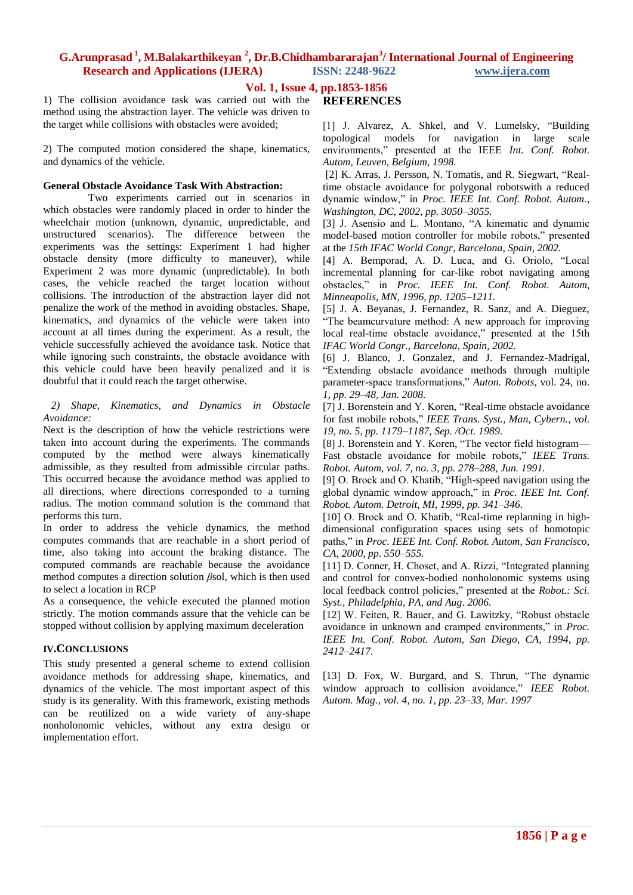1) The collision avoidance task was carried out with the method using the abstraction layer. The vehicle was driven to the target while collisions with obstacles were avoided;

2) The computed motion considered the shape, kinematics, and dynamics of the vehicle.

**General Obstacle Avoidance Task With Abstraction:**

Two experiments carried out in scenarios in which obstacles were randomly placed in order to hinder the wheelchair motion (unknown, dynamic, unpredictable, and unstructured scenarios). The difference between the experiments was the settings: Experiment 1 had higher obstacle density (more difficulty to maneuver), while Experiment 2 was more dynamic (unpredictable). In both cases, the vehicle reached the target location without collisions. The introduction of the abstraction layer did not penalize the work of the method in avoiding obstacles. Shape, kinematics, and dynamics of the vehicle were taken into account at all times during the experiment. As a result, the vehicle successfully achieved the avoidance task. Notice that while ignoring such constraints, the obstacle avoidance with this vehicle could have been heavily penalized and it is doubtful that it could reach the target otherwise.

*2) Shape, Kinematics, and Dynamics in Obstacle Avoidance:*

Next is the description of how the vehicle restrictions were taken into account during the experiments. The commands computed by the method were always kinematically admissible, as they resulted from admissible circular paths. This occurred because the avoidance method was applied to all directions, where directions corresponded to a turning radius. The motion command solution is the command that performs this turn.

In order to address the vehicle dynamics, the method computes commands that are reachable in a short period of time, also taking into account the braking distance. The computed commands are reachable because the avoidance method computes a direction solution $\beta$sol, which is then used to select a location in RCP

As a consequence, the vehicle executed the planned motion strictly. The motion commands assure that the vehicle can be stopped without collision by applying maximum deceleration

## IV. CONCLUSIONS

This study presented a general scheme to extend collision avoidance methods for addressing shape, kinematics, and dynamics of the vehicle. The most important aspect of this study is its generality. With this framework, existing methods can be reutilized on a wide variety of any-shape nonholonomic vehicles, without any extra design or implementation effort.

## REFERENCES

[1] J. Alvarez, A. Shkel, and V. Lumelsky, "Building topological models for navigation in large scale environments," presented at the IEEE *Int. Conf. Robot. Autom, Leuven, Belgium, 1998.*

[2] K. Arras, J. Persson, N. Tomatis, and R. Siegwart, "Real-time obstacle avoidance for polygonal robotswith a reduced dynamic window," in *Proc. IEEE Int. Conf. Robot. Autom.*, *Washington, DC, 2002, pp. 3050–3055.*

[3] J. Asensio and L. Montano, "A kinematic and dynamic model-based motion controller for mobile robots," presented at the *15th IFAC World Congr, Barcelona, Spain, 2002.*

[4] A. Bemporad, A. D. Luca, and G. Oriolo, "Local incremental planning for car-like robot navigating among obstacles," in *Proc. IEEE Int. Conf. Robot. Autom, Minneapolis, MN, 1996, pp. 1205–1211.*

[5] J. A. Beyanas, J. Fernandez, R. Sanz, and A. Dieguez, "The beamcurvature method: A new approach for improving local real-time obstacle avoidance," presented at the 15th *IFAC World Congr., Barcelona, Spain, 2002.*

[6] J. Blanco, J. Gonzalez, and J. Fernandez-Madrigal, "Extending obstacle avoidance methods through multiple parameter-space transformations," *Auton. Robots,* vol. 24, no. *1, pp. 29–48, Jan. 2008.*

[7] J. Borenstein and Y. Koren, "Real-time obstacle avoidance for fast mobile robots," *IEEE Trans. Syst., Man, Cybern., vol. 19, no. 5, pp. 1179–1187, Sep. /Oct. 1989.*

[8] J. Borenstein and Y. Koren, "The vector field histogram—Fast obstacle avoidance for mobile robots," *IEEE Trans. Robot. Autom, vol. 7, no. 3, pp. 278–288, Jun. 1991.*

[9] O. Brock and O. Khatib, "High-speed navigation using the global dynamic window approach," in *Proc. IEEE Int. Conf. Robot. Autom. Detroit, MI, 1999, pp. 341–346.*

[10] O. Brock and O. Khatib, "Real-time replanning in high-dimensional configuration spaces using sets of homotopic paths," in *Proc. IEEE Int. Conf. Robot. Autom, San Francisco, CA, 2000, pp. 550–555.*

[11] D. Conner, H. Choset, and A. Rizzi, "Integrated planning and control for convex-bodied nonholonomic systems using local feedback control policies," presented at the *Robot.: Sci. Syst., Philadelphia, PA, and Aug. 2006.*

[12] W. Feiten, R. Bauer, and G. Lawitzky, "Robust obstacle avoidance in unknown and cramped environments," in *Proc. IEEE Int. Conf. Robot. Autom, San Diego, CA, 1994, pp. 2412–2417.*

[13] D. Fox, W. Burgard, and S. Thrun, "The dynamic window approach to collision avoidance," *IEEE Robot. Autom. Mag., vol. 4, no. 1, pp. 23–33, Mar. 1997*